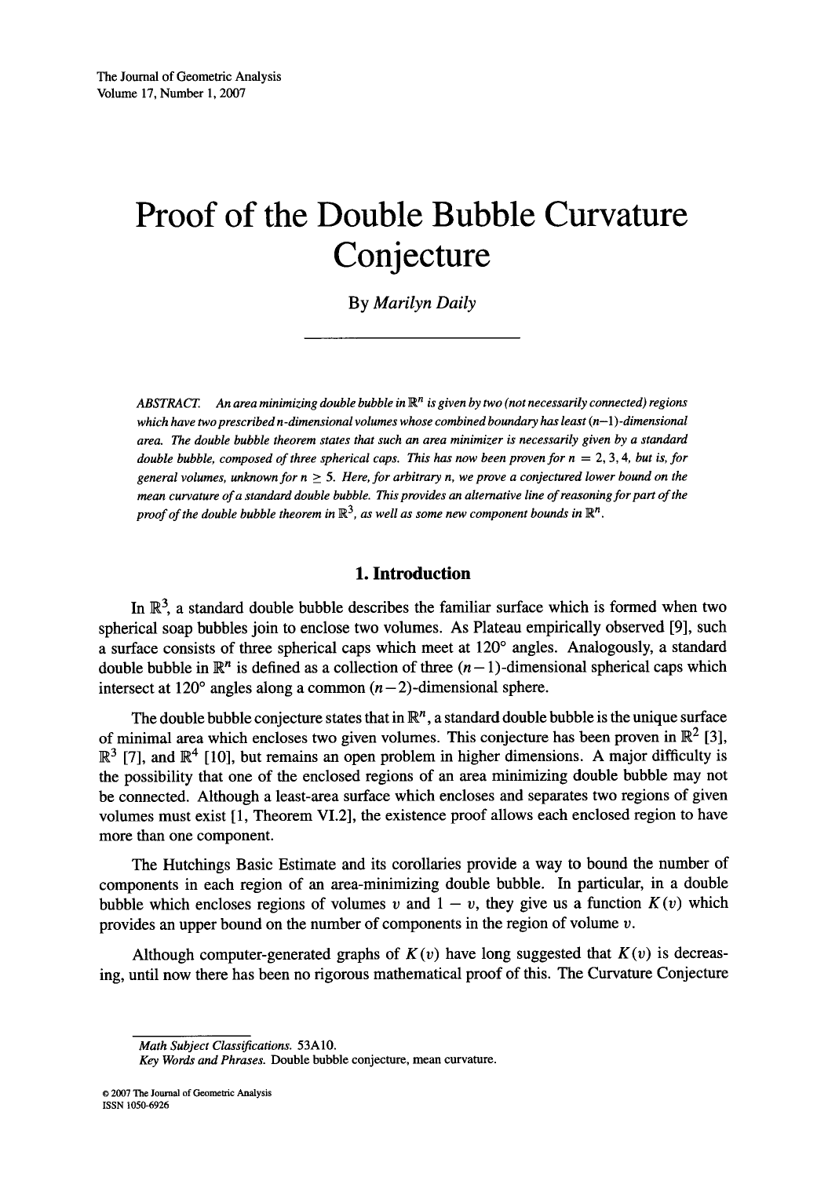# Proof of the Double Bubble Curvature Conjecture

By *Marilyn Daily*

*ABSTRACT. An area minimizing double bubble in $\mathbb{R}^n$ is given by two (not necessarily connected) regions which have two prescribed n-dimensional volumes whose combined boundary has least $(n-1)$-dimensional area. The double bubble theorem states that such an area minimizer is necessarily given by a standard double bubble, composed of three spherical caps. This has now been proven for $n = 2, 3, 4$, but is, for general volumes, unknown for $n \geq 5$. Here, for arbitrary n, we prove a conjectured lower bound on the mean curvature of a standard double bubble. This provides an alternative line of reasoning for part of the proof of the double bubble theorem in $\mathbb{R}^3$, as well as some new component bounds in $\mathbb{R}^n$.*

## 1. Introduction

In $\mathbb{R}^3$, a standard double bubble describes the familiar surface which is formed when two spherical soap bubbles join to enclose two volumes. As Plateau empirically observed [9], such a surface consists of three spherical caps which meet at 120° angles. Analogously, a standard double bubble in $\mathbb{R}^n$ is defined as a collection of three $(n-1)$-dimensional spherical caps which intersect at 120° angles along a common $(n-2)$-dimensional sphere.

The double bubble conjecture states that in $\mathbb{R}^n$, a standard double bubble is the unique surface of minimal area which encloses two given volumes. This conjecture has been proven in $\mathbb{R}^2$ [3], $\mathbb{R}^3$ [7], and $\mathbb{R}^4$ [10], but remains an open problem in higher dimensions. A major difficulty is the possibility that one of the enclosed regions of an area minimizing double bubble may not be connected. Although a least-area surface which encloses and separates two regions of given volumes must exist [1, Theorem VI.2], the existence proof allows each enclosed region to have more than one component.

The Hutchings Basic Estimate and its corollaries provide a way to bound the number of components in each region of an area-minimizing double bubble. In particular, in a double bubble which encloses regions of volumes $v$ and $1 - v$, they give us a function $K(v)$ which provides an upper bound on the number of components in the region of volume $v$.

Although computer-generated graphs of $K(v)$ have long suggested that $K(v)$ is decreasing, until now there has been no rigorous mathematical proof of this. The Curvature Conjecture

---

*Math Subject Classifications.* 53A10.

*Key Words and Phrases.* Double bubble conjecture, mean curvature.

© 2007 The Journal of Geometric Analysis
ISSN 1050-6926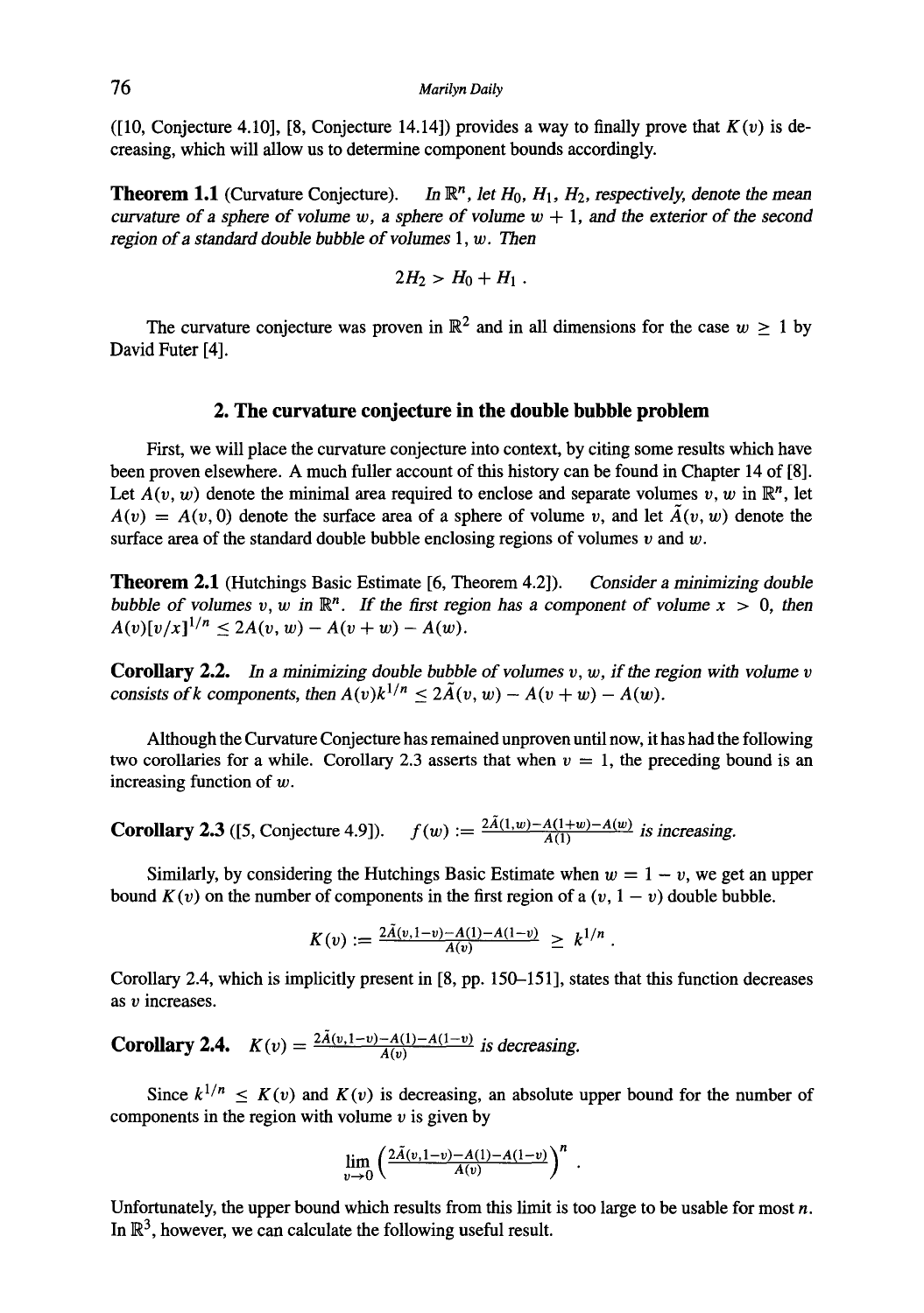([10, Conjecture 4.10], [8, Conjecture 14.14]) provides a way to finally prove that $K(v)$ is decreasing, which will allow us to determine component bounds accordingly.

**Theorem 1.1** (Curvature Conjecture). *In $\mathbb{R}^n$, let $H_0$, $H_1$, $H_2$, respectively, denote the mean curvature of a sphere of volume $w$, a sphere of volume $w+1$, and the exterior of the second region of a standard double bubble of volumes $1, w$. Then*

$$2H_2 > H_0 + H_1 .$$

The curvature conjecture was proven in $\mathbb{R}^2$ and in all dimensions for the case $w \geq 1$ by David Futer [4].

## 2. The curvature conjecture in the double bubble problem

First, we will place the curvature conjecture into context, by citing some results which have been proven elsewhere. A much fuller account of this history can be found in Chapter 14 of [8]. Let $A(v, w)$ denote the minimal area required to enclose and separate volumes $v$, $w$ in $\mathbb{R}^n$, let $A(v) = A(v, 0)$ denote the surface area of a sphere of volume $v$, and let $\tilde{A}(v, w)$ denote the surface area of the standard double bubble enclosing regions of volumes $v$ and $w$.

**Theorem 2.1** (Hutchings Basic Estimate [6, Theorem 4.2]). *Consider a minimizing double bubble of volumes $v$, $w$ in $\mathbb{R}^n$. If the first region has a component of volume $x > 0$, then $A(v)[v/x]^{1/n} \leq 2A(v, w) - A(v + w) - A(w)$.*

**Corollary 2.2.** *In a minimizing double bubble of volumes $v$, $w$, if the region with volume $v$ consists of $k$ components, then $A(v)k^{1/n} \leq 2\tilde{A}(v, w) - A(v + w) - A(w)$.*

Although the Curvature Conjecture has remained unproven until now, it has had the following two corollaries for a while. Corollary 2.3 asserts that when $v = 1$, the preceding bound is an increasing function of $w$.

**Corollary 2.3** ([5, Conjecture 4.9]). $f(w) := \frac{2\tilde{A}(1,w)-A(1+w)-A(w)}{A(1)}$ *is increasing.*

Similarly, by considering the Hutchings Basic Estimate when $w = 1 - v$, we get an upper bound $K(v)$ on the number of components in the first region of a $(v, 1 - v)$ double bubble.

$$K(v) := \frac{2\tilde{A}(v,1-v)-A(1)-A(1-v)}{A(v)} \geq k^{1/n} .$$

Corollary 2.4, which is implicitly present in [8, pp. 150–151], states that this function decreases as $v$ increases.

**Corollary 2.4.** $K(v) = \frac{2\tilde{A}(v,1-v)-A(1)-A(1-v)}{A(v)}$ *is decreasing.*

Since $k^{1/n} \leq K(v)$ and $K(v)$ is decreasing, an absolute upper bound for the number of components in the region with volume $v$ is given by

$$\lim_{v \to 0} \left( \frac{2\tilde{A}(v,1-v)-A(1)-A(1-v)}{A(v)} \right)^n .$$

Unfortunately, the upper bound which results from this limit is too large to be usable for most $n$. In $\mathbb{R}^3$, however, we can calculate the following useful result.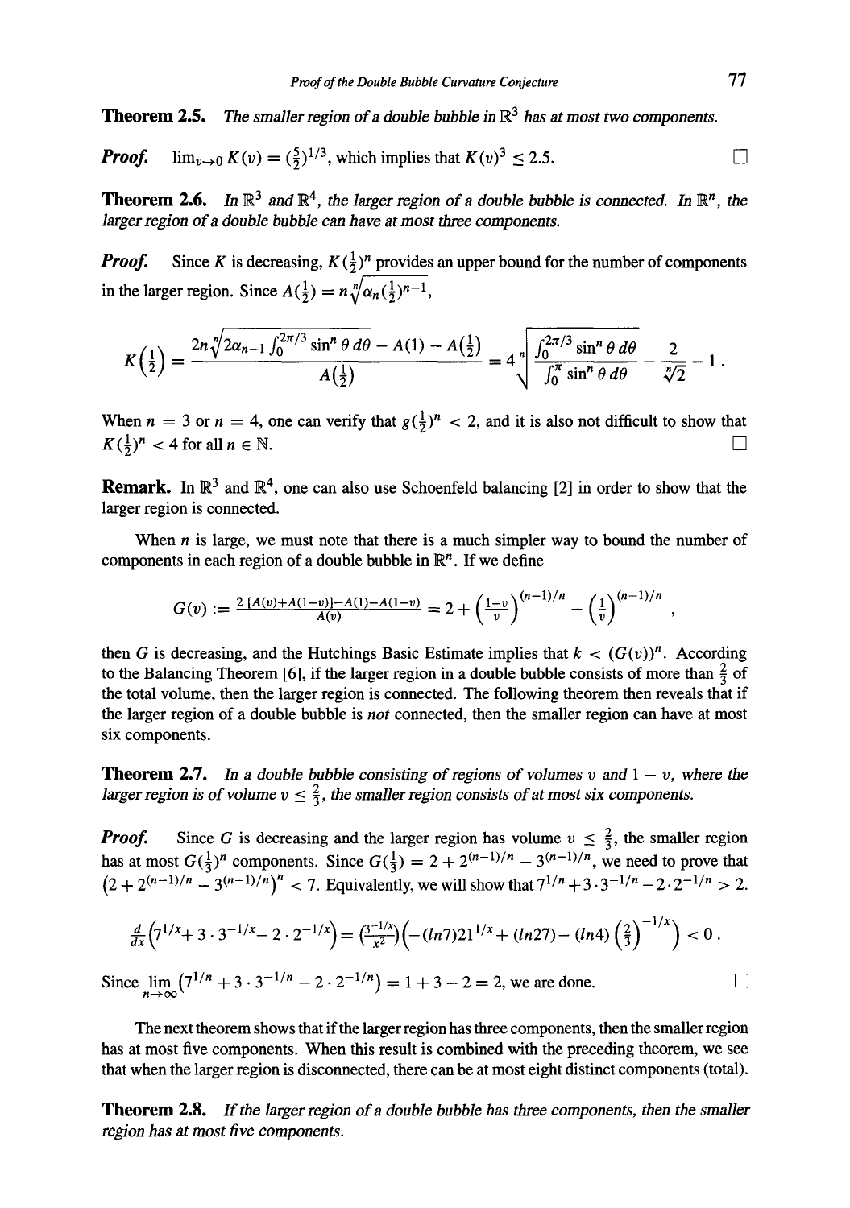**Theorem 2.5.** *The smaller region of a double bubble in $\mathbb{R}^3$ has at most two components.*

***Proof.*** $\lim_{v\to 0} K(v) = (\frac{5}{2})^{1/3}$, which implies that $K(v)^3 \le 2.5$. □

**Theorem 2.6.** *In $\mathbb{R}^3$ and $\mathbb{R}^4$, the larger region of a double bubble is connected. In $\mathbb{R}^n$, the larger region of a double bubble can have at most three components.*

***Proof.*** Since $K$ is decreasing, $K(\frac{1}{2})^n$ provides an upper bound for the number of components in the larger region. Since $A(\frac{1}{2}) = n\sqrt[n]{\alpha_n(\frac{1}{2})^{n-1}}$,

$$K\left(\tfrac{1}{2}\right) = \frac{2n\sqrt[n]{2\alpha_{n-1}\int_0^{2\pi/3}\sin^n\theta\,d\theta} - A(1) - A(\frac{1}{2})}{A(\frac{1}{2})} = 4\sqrt[n]{\frac{\int_0^{2\pi/3}\sin^n\theta\,d\theta}{\int_0^{\pi}\sin^n\theta\,d\theta}} - \frac{2}{\sqrt[n]{2}} - 1\,.$$

When $n = 3$ or $n = 4$, one can verify that $g(\frac{1}{2})^n < 2$, and it is also not difficult to show that $K(\frac{1}{2})^n < 4$ for all $n \in \mathbb{N}$. □

**Remark.** In $\mathbb{R}^3$ and $\mathbb{R}^4$, one can also use Schoenfeld balancing [2] in order to show that the larger region is connected.

When $n$ is large, we must note that there is a much simpler way to bound the number of components in each region of a double bubble in $\mathbb{R}^n$. If we define

$$G(v) := \frac{2\,[A(v)+A(1-v)]-A(1)-A(1-v)}{A(v)} = 2 + \left(\tfrac{1-v}{v}\right)^{(n-1)/n} - \left(\tfrac{1}{v}\right)^{(n-1)/n},$$

then $G$ is decreasing, and the Hutchings Basic Estimate implies that $k < (G(v))^n$. According to the Balancing Theorem [6], if the larger region in a double bubble consists of more than $\frac{2}{3}$ of the total volume, then the larger region is connected. The following theorem then reveals that if the larger region of a double bubble is *not* connected, then the smaller region can have at most six components.

**Theorem 2.7.** *In a double bubble consisting of regions of volumes $v$ and $1-v$, where the larger region is of volume $v \le \frac{2}{3}$, the smaller region consists of at most six components.*

***Proof.*** Since $G$ is decreasing and the larger region has volume $v \le \frac{2}{3}$, the smaller region has at most $G(\frac{1}{3})^n$ components. Since $G(\frac{1}{3}) = 2 + 2^{(n-1)/n} - 3^{(n-1)/n}$, we need to prove that $\left(2 + 2^{(n-1)/n} - 3^{(n-1)/n}\right)^n < 7$. Equivalently, we will show that $7^{1/n} + 3\cdot 3^{-1/n} - 2\cdot 2^{-1/n} > 2$.

$$\tfrac{d}{dx}\left(7^{1/x} + 3\cdot 3^{-1/x} - 2\cdot 2^{-1/x}\right) = \left(\tfrac{3^{-1/x}}{x^2}\right)\left(-(ln 7)21^{1/x} + (ln 27) - (ln 4)\left(\tfrac{2}{3}\right)^{-1/x}\right) < 0\,.$$

Since $\lim_{n\to\infty}\left(7^{1/n} + 3\cdot 3^{-1/n} - 2\cdot 2^{-1/n}\right) = 1 + 3 - 2 = 2$, we are done. □

The next theorem shows that if the larger region has three components, then the smaller region has at most five components. When this result is combined with the preceding theorem, we see that when the larger region is disconnected, there can be at most eight distinct components (total).

**Theorem 2.8.** *If the larger region of a double bubble has three components, then the smaller region has at most five components.*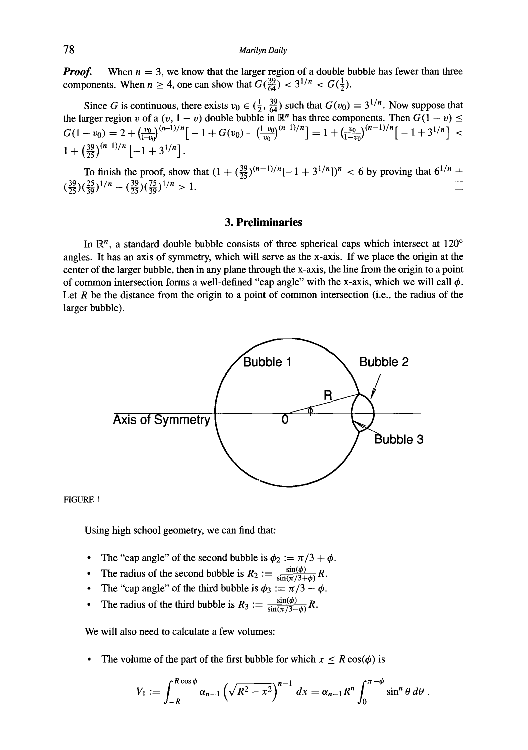***Proof.*** When $n = 3$, we know that the larger region of a double bubble has fewer than three components. When $n \geq 4$, one can show that $G(\frac{39}{64}) < 3^{1/n} < G(\frac{1}{2})$.

Since $G$ is continuous, there exists $v_0 \in (\frac{1}{2}, \frac{39}{64})$ such that $G(v_0) = 3^{1/n}$. Now suppose that the larger region $v$ of a $(v, 1-v)$ double bubble in $\mathbb{R}^n$ has three components. Then $G(1-v) \leq G(1-v_0) = 2 + (\frac{v_0}{1-v_0})^{(n-1)/n}\big[-1 + G(v_0) - (\frac{1-v_0}{v_0})^{(n-1)/n}\big] = 1 + (\frac{v_0}{1-v_0})^{(n-1)/n}\big[-1+3^{1/n}\big] < 1 + \big(\frac{39}{25}\big)^{(n-1)/n}\big[-1+3^{1/n}\big]$.

To finish the proof, show that $(1 + (\frac{39}{25})^{(n-1)/n}[-1+3^{1/n}])^n < 6$ by proving that $6^{1/n} + (\frac{39}{25})(\frac{25}{39})^{1/n} - (\frac{39}{25})(\frac{75}{39})^{1/n} > 1$. □

## 3. Preliminaries

In $\mathbb{R}^n$, a standard double bubble consists of three spherical caps which intersect at 120° angles. It has an axis of symmetry, which will serve as the x-axis. If we place the origin at the center of the larger bubble, then in any plane through the x-axis, the line from the origin to a point of common intersection forms a well-defined "cap angle" with the x-axis, which we will call $\phi$. Let $R$ be the distance from the origin to a point of common intersection (i.e., the radius of the larger bubble).

FIGURE 1

Using high school geometry, we can find that:

- The "cap angle" of the second bubble is $\phi_2 := \pi/3 + \phi$.
- The radius of the second bubble is $R_2 := \frac{\sin(\phi)}{\sin(\pi/3+\phi)} R$.
- The "cap angle" of the third bubble is $\phi_3 := \pi/3 - \phi$.
- The radius of the third bubble is $R_3 := \frac{\sin(\phi)}{\sin(\pi/3-\phi)} R$.

We will also need to calculate a few volumes:

- The volume of the part of the first bubble for which $x \leq R\cos(\phi)$ is

$$V_1 := \int_{-R}^{R\cos\phi} \alpha_{n-1} \left(\sqrt{R^2 - x^2}\right)^{n-1} dx = \alpha_{n-1} R^n \int_0^{\pi-\phi} \sin^n \theta \, d\theta \, .$$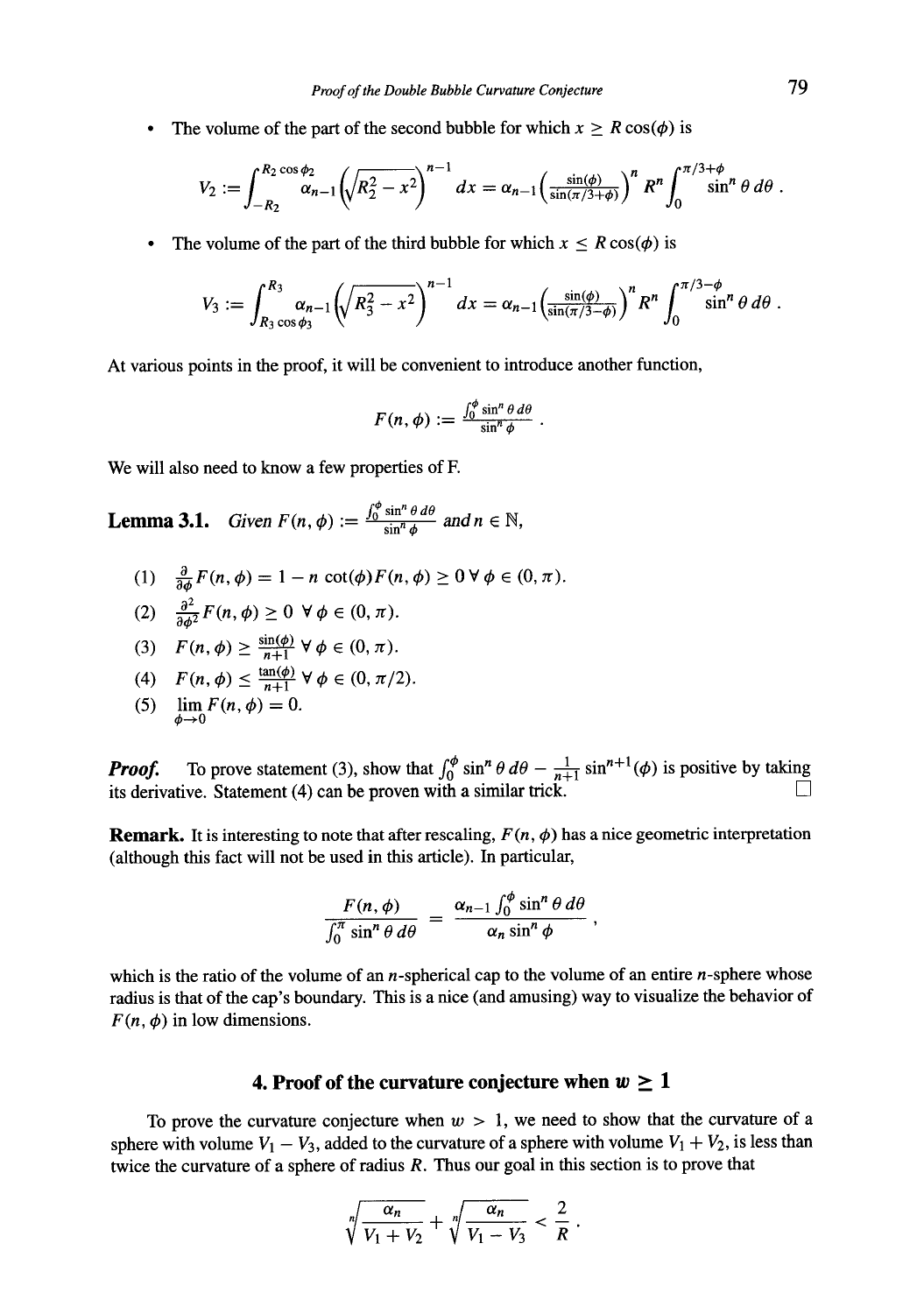- The volume of the part of the second bubble for which $x \geq R\cos(\phi)$ is

$$V_2 := \int_{-R_2}^{R_2 \cos\phi_2} \alpha_{n-1}\left(\sqrt{R_2^2 - x^2}\right)^{n-1} dx = \alpha_{n-1}\left(\tfrac{\sin(\phi)}{\sin(\pi/3+\phi)}\right)^n R^n \int_0^{\pi/3+\phi} \sin^n\theta \, d\theta \, .$$

- The volume of the part of the third bubble for which $x \leq R\cos(\phi)$ is

$$V_3 := \int_{R_3 \cos\phi_3}^{R_3} \alpha_{n-1}\left(\sqrt{R_3^2 - x^2}\right)^{n-1} dx = \alpha_{n-1}\left(\tfrac{\sin(\phi)}{\sin(\pi/3-\phi)}\right)^n R^n \int_0^{\pi/3-\phi} \sin^n\theta \, d\theta \, .$$

At various points in the proof, it will be convenient to introduce another function,

$$F(n,\phi) := \frac{\int_0^\phi \sin^n\theta \, d\theta}{\sin^n\phi} \, .$$

We will also need to know a few properties of F.

**Lemma 3.1.** *Given* $F(n,\phi) := \frac{\int_0^\phi \sin^n\theta\, d\theta}{\sin^n\phi}$ *and* $n \in \mathbb{N}$,

(1) $\frac{\partial}{\partial\phi}F(n,\phi) = 1 - n\cot(\phi)F(n,\phi) \geq 0 \;\forall\, \phi \in (0,\pi)$.

(2) $\frac{\partial^2}{\partial\phi^2}F(n,\phi) \geq 0 \;\forall\, \phi \in (0,\pi)$.

(3) $F(n,\phi) \geq \frac{\sin(\phi)}{n+1} \;\forall\, \phi \in (0,\pi)$.

(4) $F(n,\phi) \leq \frac{\tan(\phi)}{n+1} \;\forall\, \phi \in (0,\pi/2)$.

(5) $\lim_{\phi\to 0} F(n,\phi) = 0$.

***Proof.*** To prove statement (3), show that $\int_0^\phi \sin^n\theta\, d\theta - \frac{1}{n+1}\sin^{n+1}(\phi)$ is positive by taking its derivative. Statement (4) can be proven with a similar trick. □

**Remark.** It is interesting to note that after rescaling, $F(n,\phi)$ has a nice geometric interpretation (although this fact will not be used in this article). In particular,

$$\frac{F(n,\phi)}{\int_0^\pi \sin^n\theta\, d\theta} = \frac{\alpha_{n-1}\int_0^\phi \sin^n\theta\, d\theta}{\alpha_n \sin^n\phi} \, ,$$

which is the ratio of the volume of an $n$-spherical cap to the volume of an entire $n$-sphere whose radius is that of the cap's boundary. This is a nice (and amusing) way to visualize the behavior of $F(n,\phi)$ in low dimensions.

## 4. Proof of the curvature conjecture when $w \geq 1$

To prove the curvature conjecture when $w > 1$, we need to show that the curvature of a sphere with volume $V_1 - V_3$, added to the curvature of a sphere with volume $V_1 + V_2$, is less than twice the curvature of a sphere of radius $R$. Thus our goal in this section is to prove that

$$\sqrt[n]{\frac{\alpha_n}{V_1 + V_2}} + \sqrt[n]{\frac{\alpha_n}{V_1 - V_3}} < \frac{2}{R} \, .$$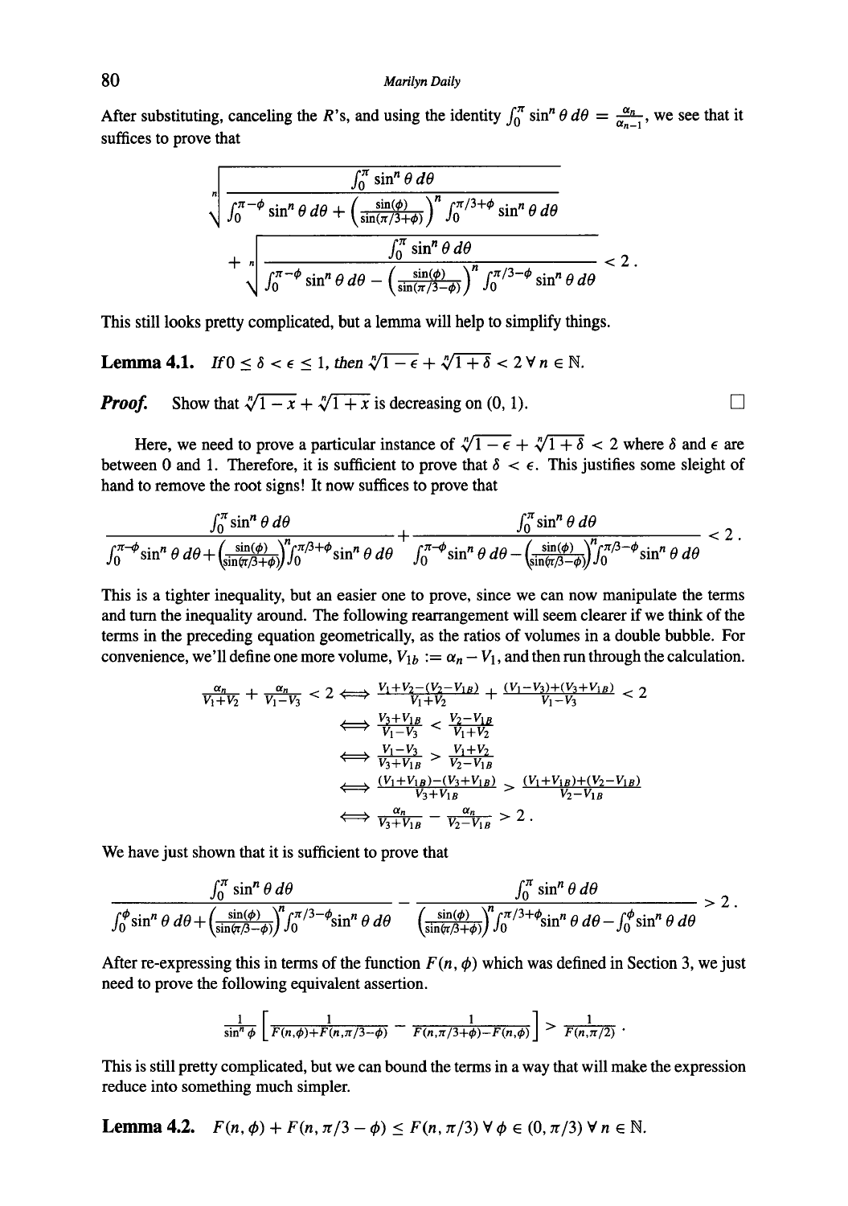After substituting, canceling the $R$'s, and using the identity $\int_0^\pi \sin^n\theta\, d\theta = \frac{\alpha_n}{\alpha_{n-1}}$, we see that it suffices to prove that

$$\sqrt[n]{\frac{\int_0^\pi \sin^n\theta\, d\theta}{\int_0^{\pi-\phi}\sin^n\theta\, d\theta + \left(\frac{\sin(\phi)}{\sin(\pi/3+\phi)}\right)^n \int_0^{\pi/3+\phi}\sin^n\theta\, d\theta}} + \sqrt[n]{\frac{\int_0^\pi \sin^n\theta\, d\theta}{\int_0^{\pi-\phi}\sin^n\theta\, d\theta - \left(\frac{\sin(\phi)}{\sin(\pi/3-\phi)}\right)^n \int_0^{\pi/3-\phi}\sin^n\theta\, d\theta}} < 2\,.$$

This still looks pretty complicated, but a lemma will help to simplify things.

**Lemma 4.1.** *If $0 \le \delta < \epsilon \le 1$, then $\sqrt[n]{1-\epsilon} + \sqrt[n]{1+\delta} < 2\ \forall\, n \in \mathbb{N}$.*

***Proof.*** Show that $\sqrt[n]{1-x} + \sqrt[n]{1+x}$ is decreasing on $(0, 1)$. □

Here, we need to prove a particular instance of $\sqrt[n]{1-\epsilon} + \sqrt[n]{1+\delta} < 2$ where $\delta$ and $\epsilon$ are between 0 and 1. Therefore, it is sufficient to prove that $\delta < \epsilon$. This justifies some sleight of hand to remove the root signs! It now suffices to prove that

$$\frac{\int_0^\pi \sin^n\theta\, d\theta}{\int_0^{\pi-\phi}\sin^n\theta\, d\theta + \left(\frac{\sin(\phi)}{\sin(\pi/3+\phi)}\right)^n \int_0^{\pi/3+\phi}\sin^n\theta\, d\theta} + \frac{\int_0^\pi \sin^n\theta\, d\theta}{\int_0^{\pi-\phi}\sin^n\theta\, d\theta - \left(\frac{\sin(\phi)}{\sin(\pi/3-\phi)}\right)^n \int_0^{\pi/3-\phi}\sin^n\theta\, d\theta} < 2\,.$$

This is a tighter inequality, but an easier one to prove, since we can now manipulate the terms and turn the inequality around. The following rearrangement will seem clearer if we think of the terms in the preceding equation geometrically, as the ratios of volumes in a double bubble. For convenience, we'll define one more volume, $V_{1b} := \alpha_n - V_1$, and then run through the calculation.

$$\begin{aligned}
\frac{\alpha_n}{V_1+V_2} + \frac{\alpha_n}{V_1-V_3} < 2 &\iff \frac{V_1+V_2-(V_2-V_{1B})}{V_1+V_2} + \frac{(V_1-V_3)+(V_3+V_{1B})}{V_1-V_3} < 2 \\
&\iff \frac{V_3+V_{1B}}{V_1-V_3} < \frac{V_2-V_{1B}}{V_1+V_2} \\
&\iff \frac{V_1-V_3}{V_3+V_{1B}} > \frac{V_1+V_2}{V_2-V_{1B}} \\
&\iff \frac{(V_1+V_{1B})-(V_3+V_{1B})}{V_3+V_{1B}} > \frac{(V_1+V_{1B})+(V_2-V_{1B})}{V_2-V_{1B}} \\
&\iff \frac{\alpha_n}{V_3+V_{1B}} - \frac{\alpha_n}{V_2-V_{1B}} > 2\,.
\end{aligned}$$

We have just shown that it is sufficient to prove that

$$\frac{\int_0^\pi \sin^n\theta\, d\theta}{\int_0^{\phi}\sin^n\theta\, d\theta + \left(\frac{\sin(\phi)}{\sin(\pi/3-\phi)}\right)^n \int_0^{\pi/3-\phi}\sin^n\theta\, d\theta} - \frac{\int_0^\pi \sin^n\theta\, d\theta}{\left(\frac{\sin(\phi)}{\sin(\pi/3+\phi)}\right)^n \int_0^{\pi/3+\phi}\sin^n\theta\, d\theta - \int_0^{\phi}\sin^n\theta\, d\theta} > 2\,.$$

After re-expressing this in terms of the function $F(n, \phi)$ which was defined in Section 3, we just need to prove the following equivalent assertion.

$$\frac{1}{\sin^n\phi}\left[\frac{1}{F(n,\phi)+F(n,\pi/3-\phi)} - \frac{1}{F(n,\pi/3+\phi)-F(n,\phi)}\right] > \frac{1}{F(n,\pi/2)}\,.$$

This is still pretty complicated, but we can bound the terms in a way that will make the expression reduce into something much simpler.

**Lemma 4.2.** $F(n, \phi) + F(n, \pi/3 - \phi) \le F(n, \pi/3)\ \forall\, \phi \in (0, \pi/3)\ \forall\, n \in \mathbb{N}$.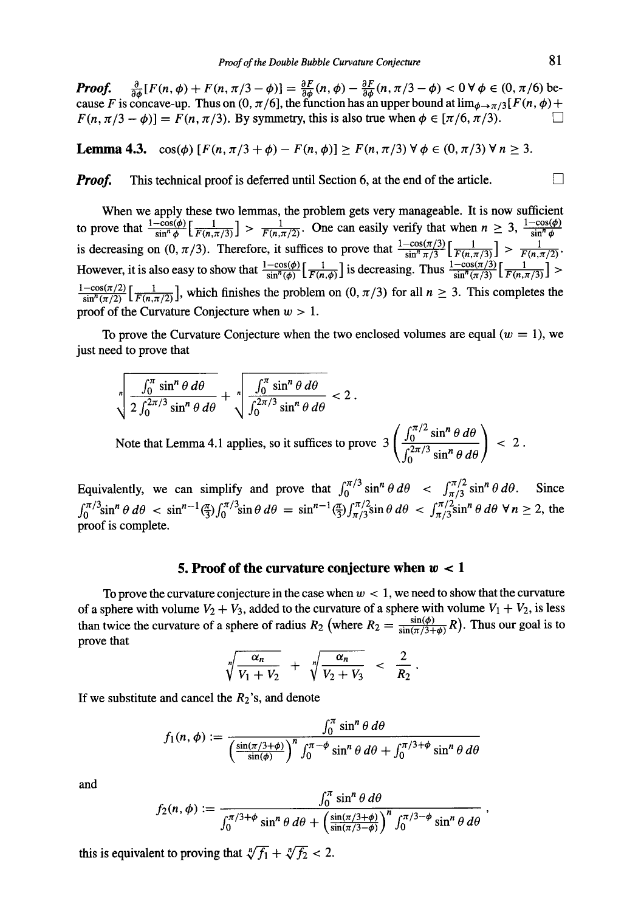***Proof.*** $\frac{\partial}{\partial\phi}[F(n,\phi)+F(n,\pi/3-\phi)] = \frac{\partial F}{\partial\phi}(n,\phi) - \frac{\partial F}{\partial\phi}(n,\pi/3-\phi) < 0 \;\forall\, \phi \in (0,\pi/6)$ because $F$ is concave-up. Thus on $(0,\pi/6]$, the function has an upper bound at $\lim_{\phi\to\pi/3}[F(n,\phi)+F(n,\pi/3-\phi)] = F(n,\pi/3)$. By symmetry, this is also true when $\phi \in [\pi/6,\pi/3)$. □

**Lemma 4.3.** $\cos(\phi)\,[F(n,\pi/3+\phi) - F(n,\phi)] \geq F(n,\pi/3) \;\forall\, \phi \in (0,\pi/3) \;\forall\, n \geq 3$.

***Proof.*** This technical proof is deferred until Section 6, at the end of the article. □

When we apply these two lemmas, the problem gets very manageable. It is now sufficient to prove that $\frac{1-\cos(\phi)}{\sin^n\phi}\left[\frac{1}{F(n,\pi/3)}\right] > \frac{1}{F(n,\pi/2)}$. One can easily verify that when $n \geq 3$, $\frac{1-\cos(\phi)}{\sin^n\phi}$ is decreasing on $(0,\pi/3)$. Therefore, it suffices to prove that $\frac{1-\cos(\pi/3)}{\sin^n\pi/3}\left[\frac{1}{F(n,\pi/3)}\right] > \frac{1}{F(n,\pi/2)}$. However, it is also easy to show that $\frac{1-\cos(\phi)}{\sin^n(\phi)}\left[\frac{1}{F(n,\phi)}\right]$ is decreasing. Thus $\frac{1-\cos(\pi/3)}{\sin^n(\pi/3)}\left[\frac{1}{F(n,\pi/3)}\right] > \frac{1-\cos(\pi/2)}{\sin^n(\pi/2)}\left[\frac{1}{F(n,\pi/2)}\right]$, which finishes the problem on $(0,\pi/3)$ for all $n \geq 3$. This completes the proof of the Curvature Conjecture when $w > 1$.

To prove the Curvature Conjecture when the two enclosed volumes are equal ($w = 1$), we just need to prove that

$$\sqrt[n]{\frac{\int_0^\pi \sin^n\theta\,d\theta}{2\int_0^{2\pi/3}\sin^n\theta\,d\theta}} + \sqrt[n]{\frac{\int_0^\pi \sin^n\theta\,d\theta}{\int_0^{2\pi/3}\sin^n\theta\,d\theta}} < 2\,.$$

Note that Lemma 4.1 applies, so it suffices to prove $3\left(\frac{\int_0^{\pi/2}\sin^n\theta\,d\theta}{\int_0^{2\pi/3}\sin^n\theta\,d\theta}\right) < 2\,.$

Equivalently, we can simplify and prove that $\int_0^{\pi/3}\sin^n\theta\,d\theta < \int_{\pi/3}^{\pi/2}\sin^n\theta\,d\theta$. Since $\int_0^{\pi/3}\sin^n\theta\,d\theta < \sin^{n-1}(\frac{\pi}{3})\int_0^{\pi/3}\sin\theta\,d\theta = \sin^{n-1}(\frac{\pi}{3})\int_{\pi/3}^{\pi/2}\sin\theta\,d\theta < \int_{\pi/3}^{\pi/2}\sin^n\theta\,d\theta \;\forall\, n \geq 2$, the proof is complete.

## 5. Proof of the curvature conjecture when $w < 1$

To prove the curvature conjecture in the case when $w < 1$, we need to show that the curvature of a sphere with volume $V_2 + V_3$, added to the curvature of a sphere with volume $V_1 + V_2$, is less than twice the curvature of a sphere of radius $R_2$ (where $R_2 = \frac{\sin(\phi)}{\sin(\pi/3+\phi)}R$). Thus our goal is to prove that

$$\sqrt[n]{\frac{\alpha_n}{V_1+V_2}} + \sqrt[n]{\frac{\alpha_n}{V_2+V_3}} < \frac{2}{R_2}\,.$$

If we substitute and cancel the $R_2$'s, and denote

$$f_1(n,\phi) := \frac{\int_0^\pi \sin^n\theta\,d\theta}{\left(\frac{\sin(\pi/3+\phi)}{\sin(\phi)}\right)^n\int_0^{\pi-\phi}\sin^n\theta\,d\theta + \int_0^{\pi/3+\phi}\sin^n\theta\,d\theta}$$

and

$$f_2(n,\phi) := \frac{\int_0^\pi \sin^n\theta\,d\theta}{\int_0^{\pi/3+\phi}\sin^n\theta\,d\theta + \left(\frac{\sin(\pi/3+\phi)}{\sin(\pi/3-\phi)}\right)^n\int_0^{\pi/3-\phi}\sin^n\theta\,d\theta}\,,$$

this is equivalent to proving that $\sqrt[n]{f_1} + \sqrt[n]{f_2} < 2$.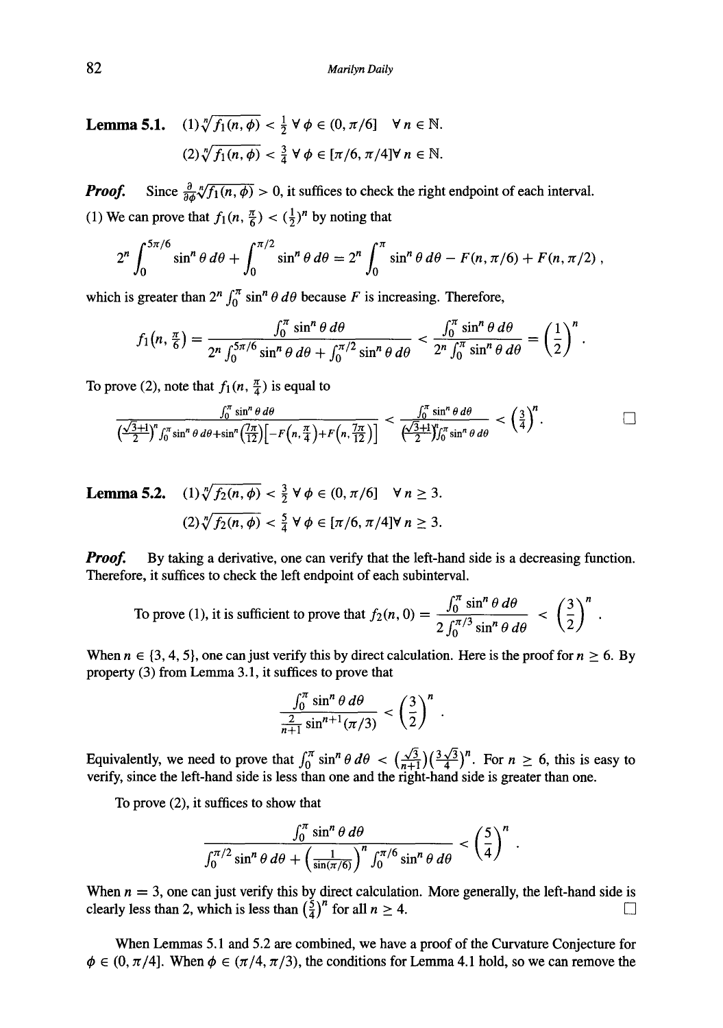**Lemma 5.1.** (1)$\sqrt[n]{f_1(n,\phi)} < \frac{1}{2}\ \forall\ \phi \in (0, \pi/6] \quad \forall\ n \in \mathbb{N}$.

(2)$\sqrt[n]{f_1(n,\phi)} < \frac{3}{4}\ \forall\ \phi \in [\pi/6, \pi/4] \forall\ n \in \mathbb{N}$.

***Proof.*** Since $\frac{\partial}{\partial\phi}\sqrt[n]{f_1(n,\phi)} > 0$, it suffices to check the right endpoint of each interval.

(1) We can prove that $f_1(n, \frac{\pi}{6}) < (\frac{1}{2})^n$ by noting that

$$2^n \int_0^{5\pi/6} \sin^n\theta\, d\theta + \int_0^{\pi/2} \sin^n\theta\, d\theta = 2^n \int_0^{\pi} \sin^n\theta\, d\theta - F(n, \pi/6) + F(n, \pi/2)\ ,$$

which is greater than $2^n \int_0^{\pi} \sin^n\theta\, d\theta$ because $F$ is increasing. Therefore,

$$f_1(n, \tfrac{\pi}{6}) = \frac{\int_0^{\pi} \sin^n\theta\, d\theta}{2^n \int_0^{5\pi/6} \sin^n\theta\, d\theta + \int_0^{\pi/2} \sin^n\theta\, d\theta} < \frac{\int_0^{\pi} \sin^n\theta\, d\theta}{2^n \int_0^{\pi} \sin^n\theta\, d\theta} = \left(\frac{1}{2}\right)^n .$$

To prove (2), note that $f_1(n, \frac{\pi}{4})$ is equal to

$$\frac{\int_0^{\pi} \sin^n\theta\, d\theta}{\left(\frac{\sqrt{3}+1}{2}\right)^n \int_0^{\pi} \sin^n\theta\, d\theta + \sin^n\left(\frac{7\pi}{12}\right)\left[-F\left(n,\frac{\pi}{4}\right) + F\left(n,\frac{7\pi}{12}\right)\right]} < \frac{\int_0^{\pi} \sin^n\theta\, d\theta}{\left(\frac{\sqrt{3}+1}{2}\right)^n \int_0^{\pi} \sin^n\theta\, d\theta} < \left(\frac{3}{4}\right)^n .$$

□

**Lemma 5.2.** (1)$\sqrt[n]{f_2(n,\phi)} < \frac{3}{2}\ \forall\ \phi \in (0, \pi/6] \quad \forall\ n \geq 3$.

(2)$\sqrt[n]{f_2(n,\phi)} < \frac{5}{4}\ \forall\ \phi \in [\pi/6, \pi/4] \forall\ n \geq 3$.

***Proof.*** By taking a derivative, one can verify that the left-hand side is a decreasing function. Therefore, it suffices to check the left endpoint of each subinterval.

To prove (1), it is sufficient to prove that $f_2(n, 0) = \dfrac{\int_0^{\pi} \sin^n\theta\, d\theta}{2\int_0^{\pi/3} \sin^n\theta\, d\theta} < \left(\dfrac{3}{2}\right)^n$.

When $n \in \{3, 4, 5\}$, one can just verify this by direct calculation. Here is the proof for $n \geq 6$. By property (3) from Lemma 3.1, it suffices to prove that

$$\frac{\int_0^{\pi} \sin^n\theta\, d\theta}{\frac{2}{n+1}\sin^{n+1}(\pi/3)} < \left(\frac{3}{2}\right)^n .$$

Equivalently, we need to prove that $\int_0^{\pi} \sin^n\theta\, d\theta < (\frac{\sqrt{3}}{n+1})(\frac{3\sqrt{3}}{4})^n$. For $n \geq 6$, this is easy to verify, since the left-hand side is less than one and the right-hand side is greater than one.

To prove (2), it suffices to show that

$$\frac{\int_0^{\pi} \sin^n\theta\, d\theta}{\int_0^{\pi/2} \sin^n\theta\, d\theta + \left(\frac{1}{\sin(\pi/6)}\right)^n \int_0^{\pi/6} \sin^n\theta\, d\theta} < \left(\frac{5}{4}\right)^n .$$

When $n = 3$, one can just verify this by direct calculation. More generally, the left-hand side is clearly less than 2, which is less than $\left(\frac{5}{4}\right)^n$ for all $n \geq 4$. □

When Lemmas 5.1 and 5.2 are combined, we have a proof of the Curvature Conjecture for $\phi \in (0, \pi/4]$. When $\phi \in (\pi/4, \pi/3)$, the conditions for Lemma 4.1 hold, so we can remove the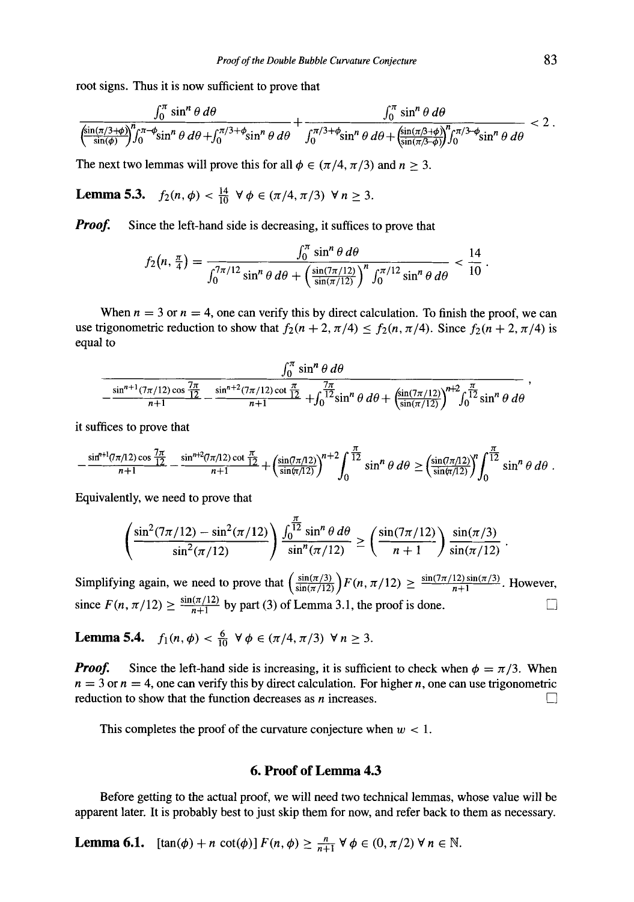root signs. Thus it is now sufficient to prove that

$$\frac{\int_0^\pi \sin^n\theta\,d\theta}{\left(\frac{\sin(\pi/3+\phi)}{\sin(\phi)}\right)^n\int_0^{\pi-\phi}\sin^n\theta\,d\theta+\int_0^{\pi/3+\phi}\sin^n\theta\,d\theta}+\frac{\int_0^\pi \sin^n\theta\,d\theta}{\int_0^{\pi/3+\phi}\sin^n\theta\,d\theta+\left(\frac{\sin(\pi/3+\phi)}{\sin(\pi/3-\phi)}\right)^n\int_0^{\pi/3-\phi}\sin^n\theta\,d\theta}<2\,.$$

The next two lemmas will prove this for all $\phi \in (\pi/4, \pi/3)$ and $n \geq 3$.

**Lemma 5.3.** $f_2(n,\phi) < \frac{14}{10}\ \forall\,\phi \in (\pi/4,\pi/3)\ \forall\, n \geq 3$.

***Proof.*** Since the left-hand side is decreasing, it suffices to prove that

$$f_2(n,\tfrac{\pi}{4}) = \frac{\int_0^\pi \sin^n\theta\,d\theta}{\int_0^{7\pi/12}\sin^n\theta\,d\theta+\left(\frac{\sin(7\pi/12)}{\sin(\pi/12)}\right)^n\int_0^{\pi/12}\sin^n\theta\,d\theta}<\frac{14}{10}\,.$$

When $n = 3$ or $n = 4$, one can verify this by direct calculation. To finish the proof, we can use trigonometric reduction to show that $f_2(n+2,\pi/4) \leq f_2(n,\pi/4)$. Since $f_2(n+2,\pi/4)$ is equal to

$$\frac{\int_0^\pi \sin^n\theta\,d\theta}{-\frac{\sin^{n+1}(7\pi/12)\cos\frac{7\pi}{12}}{n+1}-\frac{\sin^{n+2}(7\pi/12)\cot\frac{\pi}{12}}{n+1}+\int_0^{\frac{7\pi}{12}}\sin^n\theta\,d\theta+\left(\frac{\sin(7\pi/12)}{\sin(\pi/12)}\right)^{n+2}\int_0^{\frac{\pi}{12}}\sin^n\theta\,d\theta}\,,$$

it suffices to prove that

$$-\frac{\sin^{n+1}(7\pi/12)\cos\frac{7\pi}{12}}{n+1}-\frac{\sin^{n+2}(7\pi/12)\cot\frac{\pi}{12}}{n+1}+\left(\frac{\sin(7\pi/12)}{\sin(\pi/12)}\right)^{n+2}\int_0^{\frac{\pi}{12}}\sin^n\theta\,d\theta \geq \left(\frac{\sin(7\pi/12)}{\sin(\pi/12)}\right)^{n}\int_0^{\frac{\pi}{12}}\sin^n\theta\,d\theta\,.$$

Equivalently, we need to prove that

$$\left(\frac{\sin^2(7\pi/12)-\sin^2(\pi/12)}{\sin^2(\pi/12)}\right)\frac{\int_0^{\frac{\pi}{12}}\sin^n\theta\,d\theta}{\sin^n(\pi/12)} \geq \left(\frac{\sin(7\pi/12)}{n+1}\right)\frac{\sin(\pi/3)}{\sin(\pi/12)}\,.$$

Simplifying again, we need to prove that $\left(\frac{\sin(\pi/3)}{\sin(\pi/12)}\right)F(n,\pi/12) \geq \frac{\sin(7\pi/12)\sin(\pi/3)}{n+1}$. However, since $F(n,\pi/12) \geq \frac{\sin(\pi/12)}{n+1}$ by part (3) of Lemma 3.1, the proof is done. $\square$

**Lemma 5.4.** $f_1(n,\phi) < \frac{6}{10}\ \forall\,\phi \in (\pi/4,\pi/3)\ \forall\, n \geq 3$.

***Proof.*** Since the left-hand side is increasing, it is sufficient to check when $\phi = \pi/3$. When $n = 3$ or $n = 4$, one can verify this by direct calculation. For higher $n$, one can use trigonometric reduction to show that the function decreases as $n$ increases. $\square$

This completes the proof of the curvature conjecture when $w < 1$.

## 6. Proof of Lemma 4.3

Before getting to the actual proof, we will need two technical lemmas, whose value will be apparent later. It is probably best to just skip them for now, and refer back to them as necessary.

**Lemma 6.1.** $[\tan(\phi) + n\cot(\phi)]\,F(n,\phi) \geq \frac{n}{n+1}\ \forall\,\phi \in (0,\pi/2)\ \forall\, n \in \mathbb{N}$.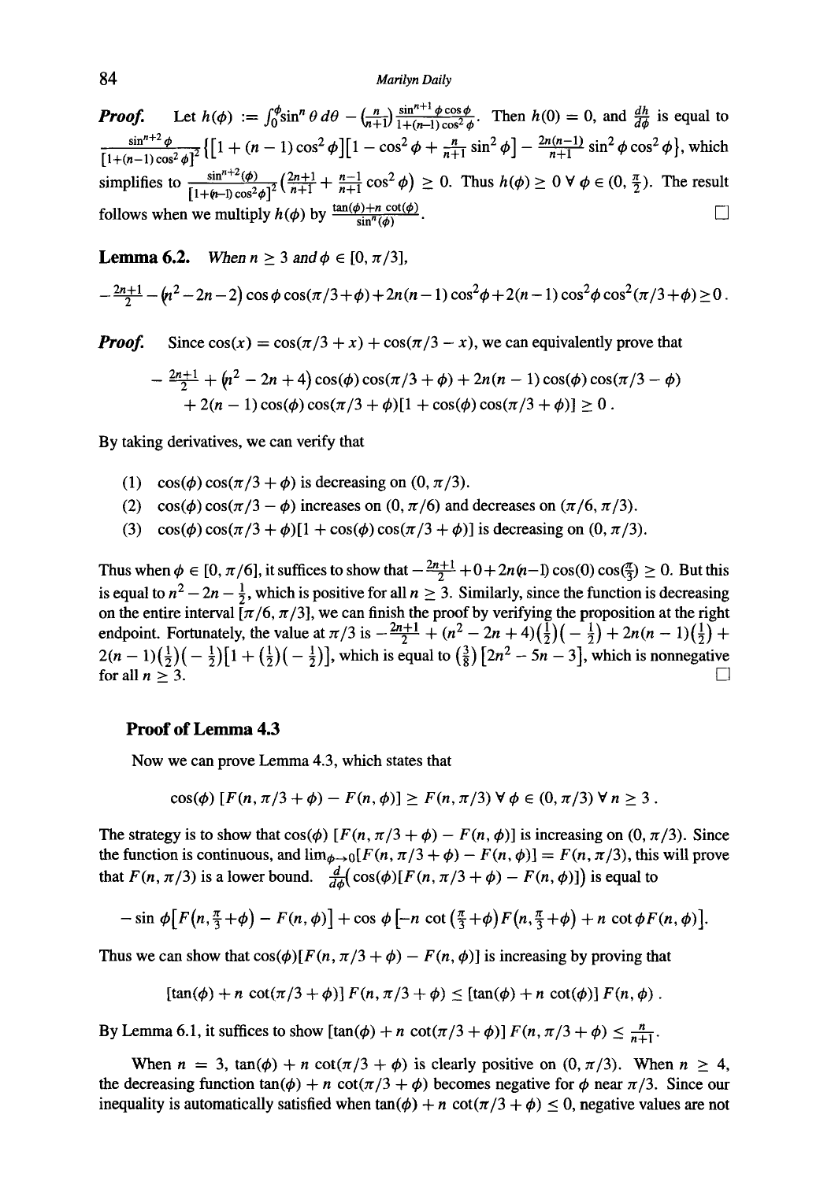***Proof.*** Let $h(\phi) := \int_0^\phi \sin^n\theta\, d\theta - \left(\frac{n}{n+1}\right)\frac{\sin^{n+1}\phi\cos\phi}{1+(n-1)\cos^2\phi}$. Then $h(0) = 0$, and $\frac{dh}{d\phi}$ is equal to $\frac{\sin^{n+2}\phi}{[1+(n-1)\cos^2\phi]^2}\left\{[1+(n-1)\cos^2\phi][1-\cos^2\phi+\frac{n}{n+1}\sin^2\phi] - \frac{2n(n-1)}{n+1}\sin^2\phi\cos^2\phi\right\}$, which simplifies to $\frac{\sin^{n+2}(\phi)}{[1+(n-1)\cos^2\phi]^2}\left(\frac{2n+1}{n+1}+\frac{n-1}{n+1}\cos^2\phi\right) \geq 0$. Thus $h(\phi) \geq 0\ \forall\ \phi \in (0, \frac{\pi}{2})$. The result follows when we multiply $h(\phi)$ by $\frac{\tan(\phi)+n\cot(\phi)}{\sin^n(\phi)}$. □

**Lemma 6.2.** *When $n \geq 3$ and $\phi \in [0, \pi/3]$,*

$$-\tfrac{2n+1}{2} - (n^2-2n-2)\cos\phi\cos(\pi/3+\phi) + 2n(n-1)\cos^2\phi + 2(n-1)\cos^2\phi\cos^2(\pi/3+\phi) \geq 0\,.$$

***Proof.*** Since $\cos(x) = \cos(\pi/3+x)+\cos(\pi/3-x)$, we can equivalently prove that

$$\begin{aligned}&-\tfrac{2n+1}{2} + (n^2-2n+4)\cos(\phi)\cos(\pi/3+\phi) + 2n(n-1)\cos(\phi)\cos(\pi/3-\phi)\\ &\quad + 2(n-1)\cos(\phi)\cos(\pi/3+\phi)[1+\cos(\phi)\cos(\pi/3+\phi)] \geq 0\,.\end{aligned}$$

By taking derivatives, we can verify that

(1) $\cos(\phi)\cos(\pi/3+\phi)$ is decreasing on $(0, \pi/3)$.

(2) $\cos(\phi)\cos(\pi/3-\phi)$ increases on $(0, \pi/6)$ and decreases on $(\pi/6, \pi/3)$.

(3) $\cos(\phi)\cos(\pi/3+\phi)[1+\cos(\phi)\cos(\pi/3+\phi)]$ is decreasing on $(0, \pi/3)$.

Thus when $\phi \in [0, \pi/6]$, it suffices to show that $-\frac{2n+1}{2}+0+2n(n-1)\cos(0)\cos(\frac{\pi}{3}) \geq 0$. But this is equal to $n^2-2n-\frac{1}{2}$, which is positive for all $n \geq 3$. Similarly, since the function is decreasing on the entire interval $[\pi/6, \pi/3]$, we can finish the proof by verifying the proposition at the right endpoint. Fortunately, the value at $\pi/3$ is $-\frac{2n+1}{2}+(n^2-2n+4)(\frac{1}{2})(-\frac{1}{2})+2n(n-1)(\frac{1}{2})+2(n-1)(\frac{1}{2})(-\frac{1}{2})[1+(\frac{1}{2})(-\frac{1}{2})]$, which is equal to $(\frac{3}{8})[2n^2-5n-3]$, which is nonnegative for all $n \geq 3$. □

### Proof of Lemma 4.3

Now we can prove Lemma 4.3, which states that

$$\cos(\phi)\,[F(n, \pi/3+\phi) - F(n, \phi)] \geq F(n, \pi/3)\ \forall\ \phi \in (0, \pi/3)\ \forall\ n \geq 3\,.$$

The strategy is to show that $\cos(\phi)\,[F(n, \pi/3+\phi) - F(n, \phi)]$ is increasing on $(0, \pi/3)$. Since the function is continuous, and $\lim_{\phi\to 0}[F(n, \pi/3+\phi) - F(n, \phi)] = F(n, \pi/3)$, this will prove that $F(n, \pi/3)$ is a lower bound. $\frac{d}{d\phi}\big(\cos(\phi)[F(n, \pi/3+\phi) - F(n, \phi)]\big)$ is equal to

$$-\sin\phi\big[F\big(n, \tfrac{\pi}{3}+\phi\big) - F(n, \phi)\big] + \cos\phi\big[-n\cot\big(\tfrac{\pi}{3}+\phi\big)F\big(n, \tfrac{\pi}{3}+\phi\big) + n\cot\phi F(n, \phi)\big].$$

Thus we can show that $\cos(\phi)[F(n, \pi/3+\phi) - F(n, \phi)]$ is increasing by proving that

$$[\tan(\phi) + n\cot(\pi/3+\phi)]\, F(n, \pi/3+\phi) \leq [\tan(\phi) + n\cot(\phi)]\, F(n, \phi)\,.$$

By Lemma 6.1, it suffices to show $[\tan(\phi) + n\cot(\pi/3+\phi)]\, F(n, \pi/3+\phi) \leq \frac{n}{n+1}$.

When $n = 3$, $\tan(\phi) + n\cot(\pi/3+\phi)$ is clearly positive on $(0, \pi/3)$. When $n \geq 4$, the decreasing function $\tan(\phi) + n\cot(\pi/3+\phi)$ becomes negative for $\phi$ near $\pi/3$. Since our inequality is automatically satisfied when $\tan(\phi) + n\cot(\pi/3+\phi) \leq 0$, negative values are not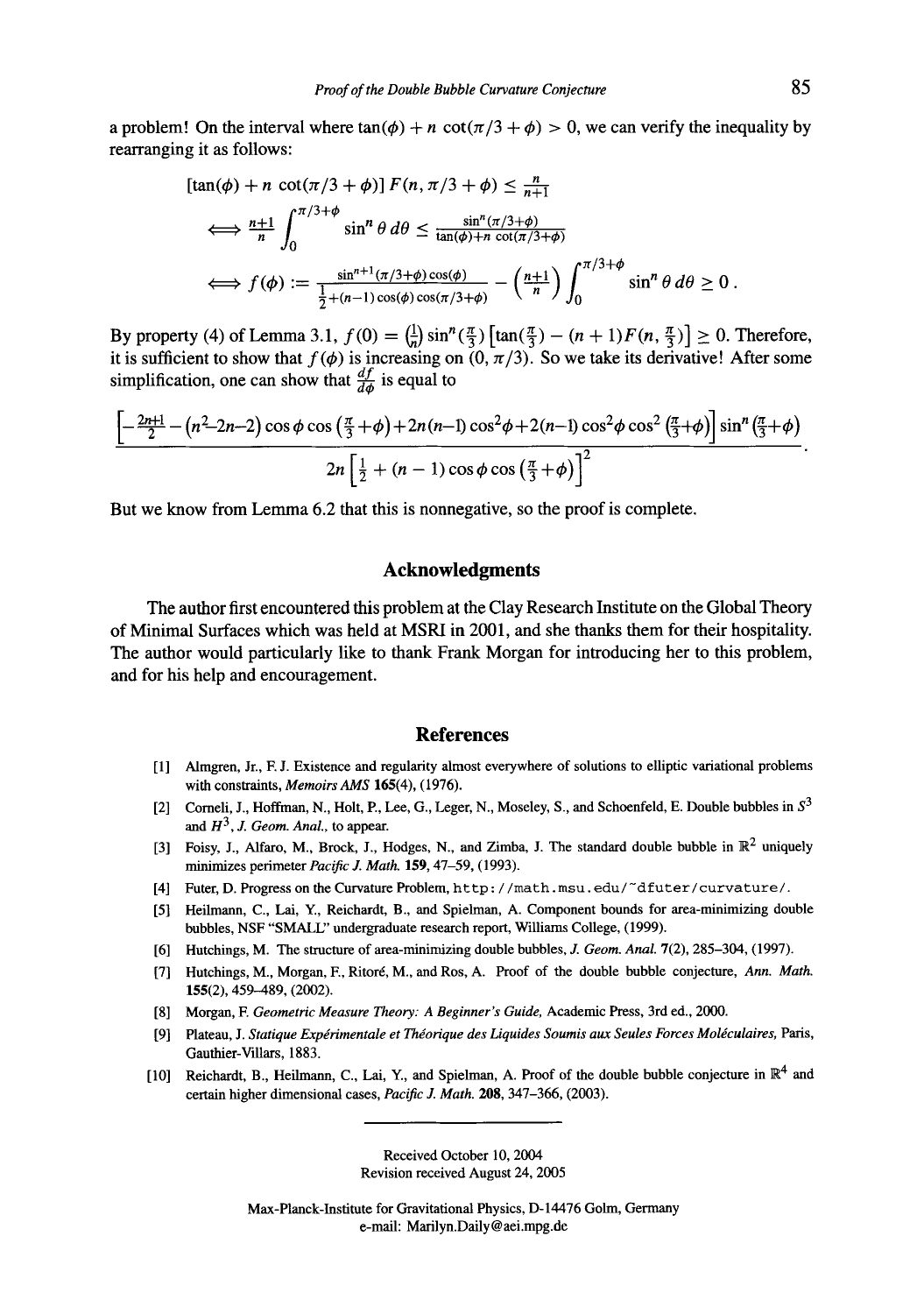a problem! On the interval where $\tan(\phi) + n\cot(\pi/3 + \phi) > 0$, we can verify the inequality by rearranging it as follows:

$$[\tan(\phi) + n\cot(\pi/3 + \phi)]\, F(n, \pi/3 + \phi) \leq \tfrac{n}{n+1}$$

$$\iff \tfrac{n+1}{n} \int_0^{\pi/3+\phi} \sin^n \theta \, d\theta \leq \tfrac{\sin^n(\pi/3+\phi)}{\tan(\phi)+n\cot(\pi/3+\phi)}$$

$$\iff f(\phi) := \tfrac{\sin^{n+1}(\pi/3+\phi)\cos(\phi)}{\frac{1}{2}+(n-1)\cos(\phi)\cos(\pi/3+\phi)} - \left(\tfrac{n+1}{n}\right) \int_0^{\pi/3+\phi} \sin^n \theta \, d\theta \geq 0 \,.$$

By property (4) of Lemma 3.1, $f(0) = \left(\frac{1}{n}\right)\sin^n\left(\frac{\pi}{3}\right)\left[\tan\left(\frac{\pi}{3}\right) - (n+1)F\left(n, \frac{\pi}{3}\right)\right] \geq 0$. Therefore, it is sufficient to show that $f(\phi)$ is increasing on $(0, \pi/3)$. So we take its derivative! After some simplification, one can show that $\frac{df}{d\phi}$ is equal to

$$\frac{\left[-\frac{2n+1}{2} - (n^2-2n-2)\cos\phi\cos\left(\frac{\pi}{3}+\phi\right) + 2n(n-1)\cos^2\phi + 2(n-1)\cos^2\phi\cos^2\left(\frac{\pi}{3}+\phi\right)\right]\sin^n\left(\frac{\pi}{3}+\phi\right)}{2n\left[\frac{1}{2} + (n-1)\cos\phi\cos\left(\frac{\pi}{3}+\phi\right)\right]^2} .$$

But we know from Lemma 6.2 that this is nonnegative, so the proof is complete.

## Acknowledgments

The author first encountered this problem at the Clay Research Institute on the Global Theory of Minimal Surfaces which was held at MSRI in 2001, and she thanks them for their hospitality. The author would particularly like to thank Frank Morgan for introducing her to this problem, and for his help and encouragement.

## References

[1] Almgren, Jr., F. J. Existence and regularity almost everywhere of solutions to elliptic variational problems with constraints, *Memoirs AMS* **165**(4), (1976).

[2] Corneli, J., Hoffman, N., Holt, P., Lee, G., Leger, N., Moseley, S., and Schoenfeld, E. Double bubbles in $S^3$ and $H^3$, *J. Geom. Anal.*, to appear.

[3] Foisy, J., Alfaro, M., Brock, J., Hodges, N., and Zimba, J. The standard double bubble in $\mathbb{R}^2$ uniquely minimizes perimeter *Pacific J. Math.* **159**, 47–59, (1993).

[4] Futer, D. Progress on the Curvature Problem, http://math.msu.edu/~dfuter/curvature/.

[5] Heilmann, C., Lai, Y., Reichardt, B., and Spielman, A. Component bounds for area-minimizing double bubbles, NSF "SMALL" undergraduate research report, Williams College, (1999).

[6] Hutchings, M. The structure of area-minimizing double bubbles, *J. Geom. Anal.* **7**(2), 285–304, (1997).

[7] Hutchings, M., Morgan, F., Ritoré, M., and Ros, A. Proof of the double bubble conjecture, *Ann. Math.* **155**(2), 459–489, (2002).

[8] Morgan, F. *Geometric Measure Theory: A Beginner's Guide*, Academic Press, 3rd ed., 2000.

[9] Plateau, J. *Statique Expérimentale et Théorique des Liquides Soumis aux Seules Forces Moléculaires*, Paris, Gauthier-Villars, 1883.

[10] Reichardt, B., Heilmann, C., Lai, Y., and Spielman, A. Proof of the double bubble conjecture in $\mathbb{R}^4$ and certain higher dimensional cases, *Pacific J. Math.* **208**, 347–366, (2003).

Received October 10, 2004
Revision received August 24, 2005

Max-Planck-Institute for Gravitational Physics, D-14476 Golm, Germany
e-mail: Marilyn.Daily@aei.mpg.de